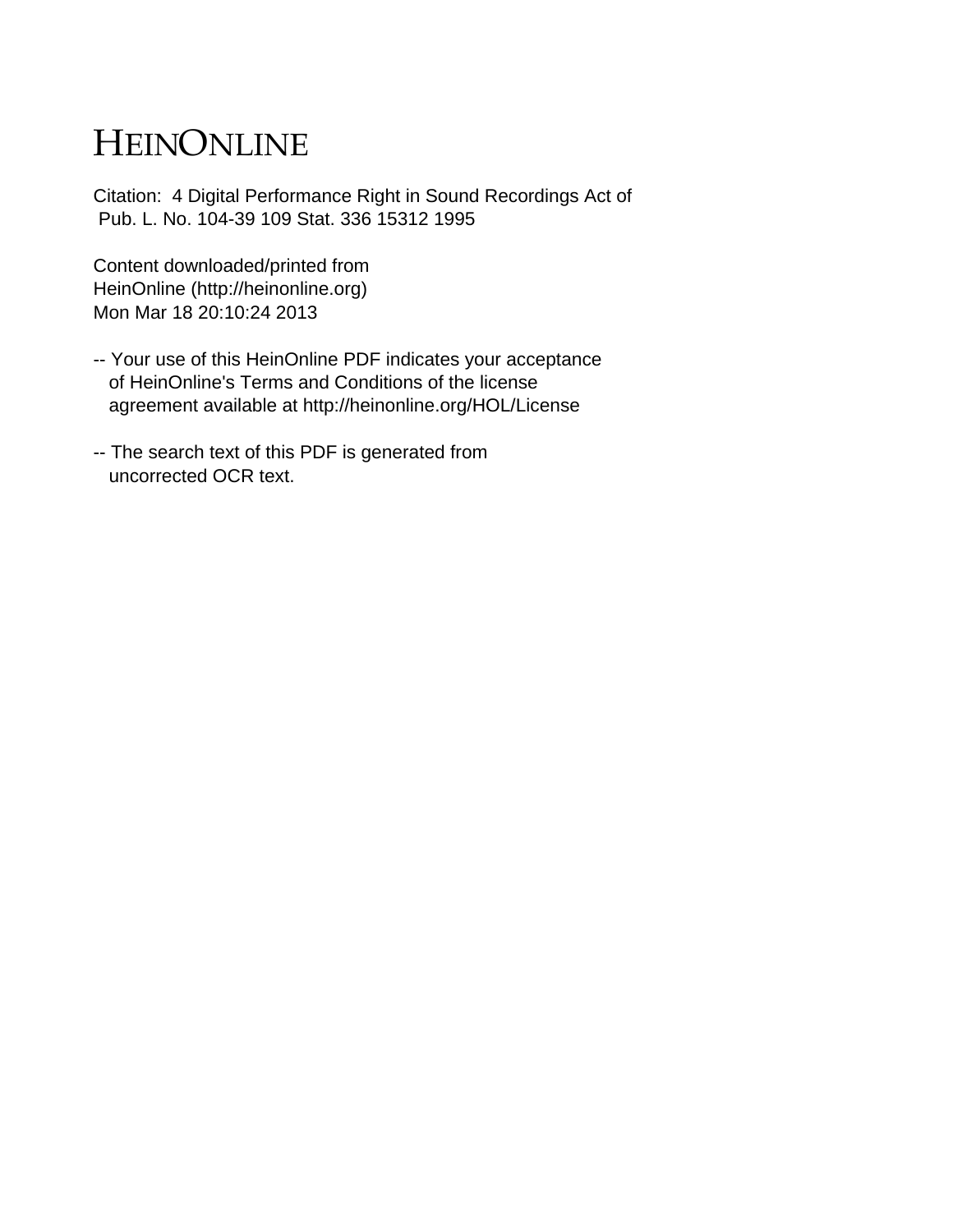# HEINONLINE

Citation: 4 Digital Performance Right in Sound Recordings Act of Pub. L. No. 104-39 109 Stat. 336 15312 1995

Content downloaded/printed from HeinOnline (http://heinonline.org) Mon Mar 18 20:10:24 2013

-- Your use of this HeinOnline PDF indicates your acceptance of HeinOnline's Terms and Conditions of the license agreement available at http://heinonline.org/HOL/License

-- The search text of this PDF is generated from uncorrected OCR text.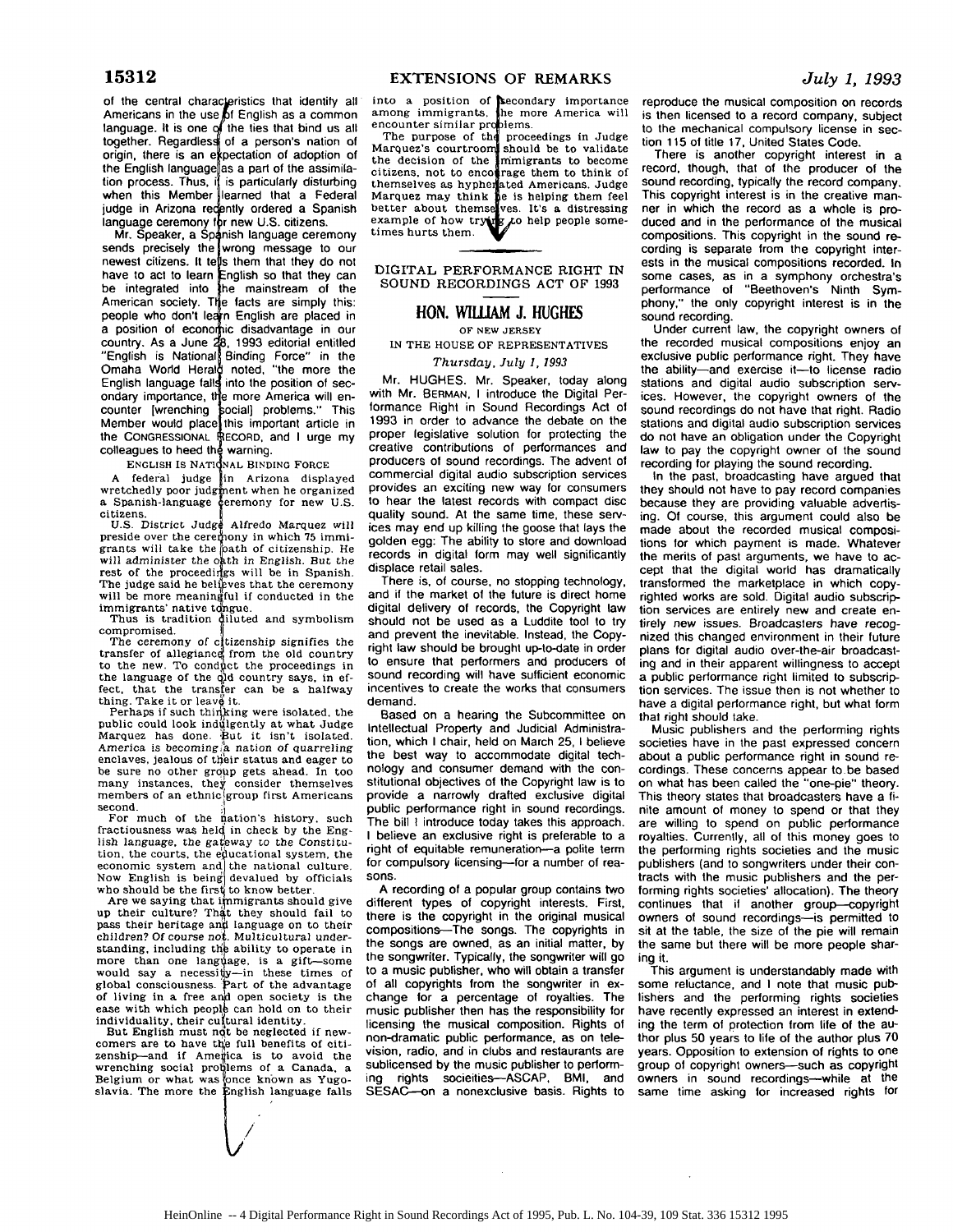of the central characteristics that identify all Americans in the use of English as a common language. It is one of the ties that bind us all together. Regardless of a person's nation of origin, there is an expectation of adoption of the English language as a part of the assimilation process. Thus, it is particularly disturbing when this Member learned that a Federal judge in Arizona recently ordered a Spanish language ceremony for new U.S. citizens.

Mr. Speaker, a Spanish language ceremony sends precisely the wrong message to our newest citizens. It tells them that they do not have to act to learn English so that they can be integrated into the mainstream of the American society. The facts are simply this: people who don't learn English are placed in a position of economic disadvantage in our country. As a June 28, 1993 editorial entitled "English is National Binding Force" in the Omaha World Herald noted, "the more the English language falls into the position of secondary importance, the more America will encounter [wrenching social] problems." This Member would place this important article in the CONGRESSIONAL RECORD, and I urge my colleagues to heed the warning.

ENGLISH IS NATIONAL BINDING FORCE

A federal judge in Arizona displayed wretchedly poor judgment when he organized a Spanish-language ceremony for new U.S. citizens.

U.S. District Judge Alfredo Marquez will preside over the ceremony in which 75 immigrants will take the oath of citizenship. He will administer the oath in English. But the rest of the proceedings will be in Spanish. The judge said he believes that the ceremony will be more meaningful if conducted in the immigrants' native tongue.

Thus is tradition diluted and symbolism compromised.

The ceremony of citizenship signifies the transfer of allegiance from the old country to the new. To conduct the proceedings in the language of the old country says, in effect, that the transfer can be a halfway thing. Take it or leave it.

Perhaps if such thinking were isolated, the public could look indulgently at what Judge Marquez has done. But it isn't isolated. America is becoming a nation of quarreling enclaves, jealous of their status and eager to be sure no other group gets ahead. In too many instances, they consider themselves members of an ethnic group first Americans second.

For much of the nation's history, such fractiousness was held in check by the English language, the gateway to the Constitution, the courts, the educational system, the economic system and the national culture. Now English is being devalued by officials who should be the first to know better.

Are we saying that immigrants should give up their culture? That they should fail to pass their heritage and language on to their children? Of course not. Multicultural understanding, including the ability to operate in more than one language, is a gift—some would say a necessity—in these times of global consciousness. Part of the advantage of living in a free and open society is the ease with which people can hold on to their individuality, their cultural identity.

But English must not be neglected if newcomers are to have the full benefits of citizenship—and if America is to avoid the wrenching social problems of a Canada, a Belgium or what was once known as Yugoslavia. The more the English language falls into a position of secondary importance among immigrants, the more America will encounter similar problems.

The purpose of the proceedings in Judge Marquez's courtroom should be to validate the decision of the immigrants to become citizens, not to encourage them to think of themselves as hyphenated Americans. Judge Marquez may think he is helping them feel better about themselves. It's a distressing example of how trying to help people sometimes hurts them.

## DIGITAL PERFORMANCE RIGHT IN SOUND RECORDINGS ACT OF 1993

### HON. WILLIAM J. HUGHES

OF NEW JERSEY

IN THE HOUSE OF REPRESENTATIVES

*Thursday, July 1, 1993*

Mr. HUGHES. Mr. Speaker, today along with Mr. BERMAN, I introduce the Digital Performance Right in Sound Recordings Act of 1993 in order to advance the debate on the proper legislative solution for protecting the creative contributions of performances and producers of sound recordings. The advent of commercial digital audio subscription services provides an exciting new way for consumers to hear the latest records with compact disc quality sound. At the same time, these services may end up killing the goose that lays the golden egg: The ability to store and download records in digital form may well significantly displace retail sales.

There is, of course, no stopping technology, and if the market of the future is direct home digital delivery of records, the Copyright law should not be used as a Luddite tool to try and prevent the inevitable. Instead, the Copyright law should be brought up-to-date in order to ensure that performers and producers of sound recording will have sufficient economic incentives to create the works that consumers demand.

Based on a hearing the Subcommittee on Intellectual Property and Judicial Administration, which I chair, held on March 25, I believe the best way to accommodate digital technology and consumer demand with the constitutional objectives of the Copyright law is to provide a narrowly drafted exclusive digital public performance right in sound recordings. The bill I introduce today takes this approach. I believe an exclusive right is preferable to a right of equitable remuneration—a polite term for compulsory licensing—for a number of reasons.

A recording of a popular group contains two different types of copyright interests. First, there is the copyright in the original musical compositions—The songs. The copyrights in the songs are owned, as an initial matter, by the songwriter. Typically, the songwriter will go to a music publisher, who will obtain a transfer of all copyrights from the songwriter in exchange for a percentage of royalties. The music publisher then has the responsibility for licensing the musical composition. Rights of non-dramatic public performance, as on television, radio, and in clubs and restaurants are sublicensed by the music publisher to performing rights societies—ASCAP, BMI, and SESAC—on a nonexclusive basis. Rights to reproduce the musical composition on records is then licensed to a record company, subject to the mechanical compulsory license in section 115 of title 17, United States Code.

There is another copyright interest in a record, though, that of the producer of the sound recording, typically the record company. This copyright interest is in the creative manner in which the record as a whole is produced and in the performance of the musical compositions. This copyright in the sound recording is separate from the copyright interests in the musical compositions recorded. In some cases, as in a symphony orchestra's performance of "Beethoven's Ninth Symphony," the only copyright interest is in the sound recording.

Under current law, the copyright owners of the recorded musical compositions enjoy an exclusive public performance right. They have the ability—and exercise it—to license radio stations and digital audio subscription services. However, the copyright owners of the sound recordings do not have that right. Radio stations and digital audio subscription services do not have an obligation under the Copyright law to pay the copyright owner of the sound recording for playing the sound recording.

In the past, broadcasting have argued that they should not have to pay record companies because they are providing valuable advertising. Of course, this argument could also be made about the recorded musical compositions for which payment is made. Whatever the merits of past arguments, we have to accept that the digital world has dramatically transformed the marketplace in which copyrighted works are sold. Digital audio subscription services are entirely new and create entirely new issues. Broadcasters have recognized this changed environment in their future plans for digital audio over-the-air broadcasting and in their apparent willingness to accept a public performance right limited to subscription services. The issue then is not whether to have a digital performance right, but what form that right should take.

Music publishers and the performing rights societies have in the past expressed concern about a public performance right in sound recordings. These concerns appear to be based on what has been called the "one-pie" theory. This theory states that broadcasters have a finite amount of money to spend or that they are willing to spend on public performance royalties. Currently, all of this money goes to the performing rights societies and the music publishers (and to songwriters under their contracts with the music publishers and the performing rights societies' allocation). The theory continues that if another group—copyright owners of sound recordings—is permitted to sit at the table, the size of the pie will remain the same but there will be more people sharing it.

This argument is understandably made with some reluctance, and I note that music publishers and the performing rights societies have recently expressed an interest in extending the term of protection from life of the author plus 50 years to life of the author plus 70 years. Opposition to extension of rights to one group of copyright owners—such as copyright owners in sound recordings—while at the same time asking for increased rights for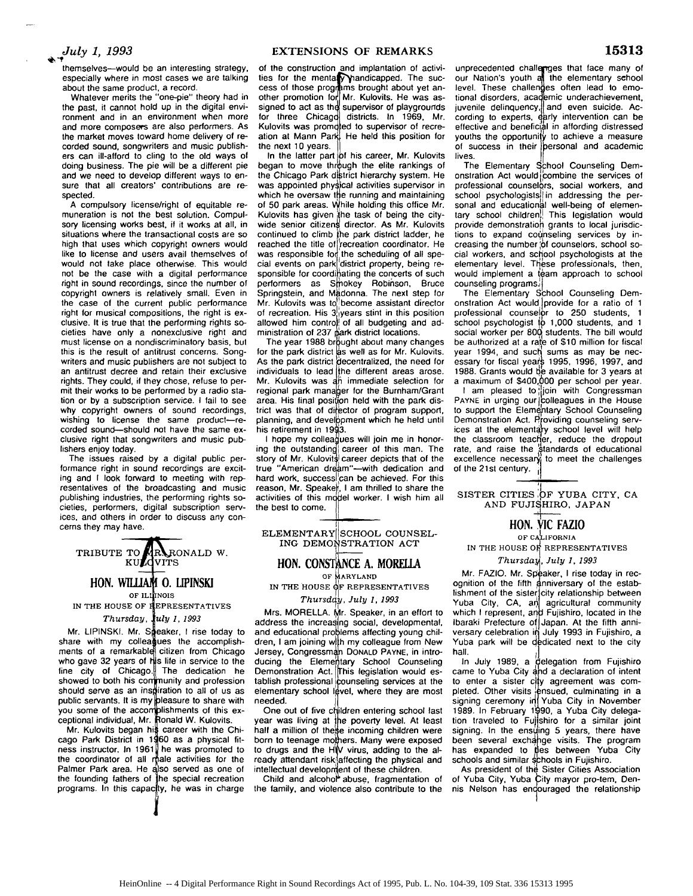themselves—would be an interesting strategy, especially where in most cases we are talking about the same product, a record.

Whatever merits the "one-pie" theory had in the past, it cannot hold up in the digital environment and in an environment when more and more composers are also performers. As the market moves toward home delivery of recorded sound, songwriters and music publishers can ill-afford to cling to the old ways of doing business. The pie will be a different pie and we need to develop different ways to ensure that all creators' contributions are respected.

A compulsory license/right of equitable remuneration is not the best solution. Compulsory licensing works best, if it works at all, in situations where the transactional costs are so high that uses which copyright owners would like to license and users avail themselves of would not take place otherwise. This would not be the case with a digital performance right in sound recordings, since the number of copyright owners is relatively small. Even in the case of the current public performance right for musical compositions, the right is exclusive. It is true that the performing rights societies have only a nonexclusive right and must license on a nondiscriminatory basis, but this is the result of antitrust concerns. Songwriters and music publishers are not subject to an antitrust decree and retain their exclusive rights. They could, if they chose, refuse to permit their works to be performed by a radio station or by a subscription service. I fail to see why copyright owners of sound recordings, wishing to license the same product—recorded sound—should not have the same exclusive right that songwriters and music publishers enjoy today.

The issues raised by a digital public performance right in sound recordings are exciting and I look forward to meeting with representatives of the broadcasting and music publishing industries, the performing rights societies, performers, digital subscription services, and others in order to discuss any concerns they may have.

## TRIBUTE TO MR. RONALD W. KULOVITS

### HON. WILLIAM O. LIPINSKI

OF ILLINOIS

IN THE HOUSE OF REPRESENTATIVES

*Thursday, July 1, 1993*

Mr. LIPINSKI. Mr. Speaker, I rise today to share with my colleagues the accomplishments of a remarkable citizen from Chicago who gave 32 years of his life in service to the fine city of Chicago. The dedication he showed to both his community and profession should serve as an inspiration to all of us as public servants. It is my pleasure to share with you some of the accomplishments of this exceptional individual, Mr. Ronald W. Kulovits.

Mr. Kulovits began his career with the Chicago Park District in 1960 as a physical fitness instructor. In 1961 he was promoted to the coordinator of all male activities for the Palmer Park area. He also served as one of the founding fathers of the special recreation programs. In this capacity, he was in charge of the construction and implantation of activities for the mentally handicapped. The success of those programs brought about yet another promotion for Mr. Kulovits. He was assigned to act as the supervisor of playgrounds for three Chicago districts. In 1969, Mr. Kulovits was promoted to supervisor of recreation at Mann Park. He held this position for the next 10 years.

In the latter part of his career, Mr. Kulovits began to move through the elite rankings of the Chicago Park district hierarchy system. He was appointed physical activities supervisor in which he oversaw the running and maintaining of 50 park areas. While holding this office Mr. Kulovits has given the task of being the citywide senior citizens director. As Mr. Kulovits continued to climb the park district ladder, he reached the title of recreation coordinator. He was responsible for the scheduling of all special events on park district property, being responsible for coordinating the concerts of such performers as Smokey Robinson, Bruce Springsteen, and Madonna. The next step for Mr. Kulovits was to become assistant director of recreation. His 3 years stint in this position allowed him control of all budgeting and administration of 237 park district locations.

The year 1988 brought about many changes for the park district as well as for Mr. Kulovits. As the park district decentralized, the need for individuals to lead the different areas arose. Mr. Kulovits was an immediate selection for regional park manager for the Burnham/Grant area. His final position held with the park district was that of director of program support, planning, and development which he held until his retirement in 1993.

I hope my colleagues will join me in honoring the outstanding career of this man. The story of Mr. Kulovits' career depicts that of the true "American dream"—with dedication and hard work, success can be achieved. For this reason, Mr. Speaker, I am thrilled to share the activities of this model worker. I wish him all the best to come.

## ELEMENTARY SCHOOL COUNSELING DEMONSTRATION ACT

### HON. CONSTANCE A. MORELLA

OF MARYLAND

IN THE HOUSE OF REPRESENTATIVES

*Thursday, July 1, 1993*

Mrs. MORELLA. Mr. Speaker, in an effort to address the increasing social, developmental, and educational problems affecting young children, I am joining with my colleague from New Jersey, Congressman DONALD PAYNE, in introducing the Elementary School Counseling Demonstration Act. This legislation would establish professional counseling services at the elementary school level, where they are most needed.

One out of five children entering school last year was living at the poverty level. At least half a million of these incoming children were born to teenage mothers. Many were exposed to drugs and the HIV virus, adding to the already attendant risk affecting the physical and intellectual development of these children.

Child and alcohol abuse, fragmentation of the family, and violence also contribute to the unprecedented challenges that face many of our Nation's youth at the elementary school level. These challenges often lead to emotional disorders, academic underachievement, juvenile delinquency, and even suicide. According to experts, early intervention can be effective and beneficial in affording distressed youths the opportunity to achieve a measure of success in their personal and academic lives.

The Elementary School Counseling Demonstration Act would combine the services of professional counselors, social workers, and school psychologists in addressing the personal and educational well-being of elementary school children. This legislation would provide demonstration grants to local jurisdictions to expand counseling services by increasing the number of counselors, school social workers, and school psychologists at the elementary level. These professionals, then, would implement a team approach to school counseling programs.

The Elementary School Counseling Demonstration Act would provide for a ratio of 1 professional counselor to 250 students, 1 school psychologist to 1,000 students, and 1 social worker per 800 students. The bill would be authorized at a rate of $10 million for fiscal year 1994, and such sums as may be necessary for fiscal years 1995, 1996, 1997, and 1988. Grants would be available for 3 years at a maximum of $400,000 per school per year.

I am pleased to join with Congressman PAYNE in urging our colleagues in the House to support the Elementary School Counseling Demonstration Act. Providing counseling services at the elementary school level will help the classroom teacher, reduce the dropout rate, and raise the standards of educational excellence necessary to meet the challenges of the 21st century.

## SISTER CITIES OF YUBA CITY, CA AND FUJISHIRO, JAPAN

### HON. VIC FAZIO

OF CALIFORNIA

IN THE HOUSE OF REPRESENTATIVES

*Thursday, July 1, 1993*

Mr. FAZIO. Mr. Speaker, I rise today in recognition of the fifth anniversary of the establishment of the sister city relationship between Yuba City, CA, an agricultural community which I represent, and Fujishiro, located in the Ibaraki Prefecture of Japan. At the fifth anniversary celebration in July 1993 in Fujishiro, a Yuba park will be dedicated next to the city hall.

In July 1989, a delegation from Fujishiro came to Yuba City and a declaration of intent to enter a sister city agreement was completed. Other visits ensued, culminating in a signing ceremony in Yuba City in November 1989. In February 1990, a Yuba City delegation traveled to Fujishiro for a similar joint signing. In the ensuing 5 years, there have been several exchange visits. The program has expanded to ties between Yuba City schools and similar schools in Fujishiro.

As president of the Sister Cities Association of Yuba City, Yuba City mayor pro-tem, Dennis Nelson has encouraged the relationship